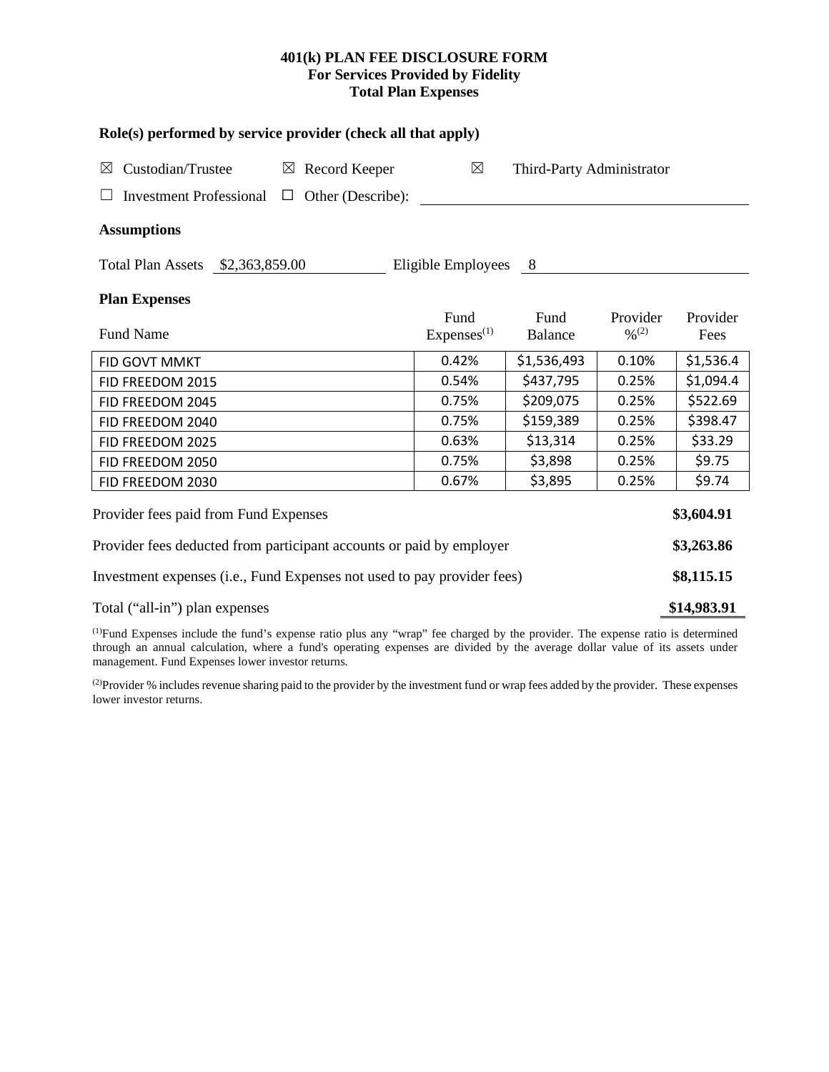# 401(k) PLAN FEE DISCLOSURE FORM
## For Services Provided by Fidelity
## Total Plan Expenses

**Role(s) performed by service provider (check all that apply)**

☒ Custodian/Trustee ☒ Record Keeper ☒ Third-Party Administrator

☐ Investment Professional ☐ Other (Describe): \_\_\_\_\_\_\_\_\_\_\_\_\_\_\_\_

**Assumptions**

Total Plan Assets $2,363,859.00 Eligible Employees 8

**Plan Expenses**

| Fund Name | Fund Expenses[1] | Fund Balance | Provider %[2] | Provider Fees |
|---|---|---|---|---|
| FID GOVT MMKT | 0.42% | $1,536,493 | 0.10% | $1,536.4 |
| FID FREEDOM 2015 | 0.54% | $437,795 | 0.25% | $1,094.4 |
| FID FREEDOM 2045 | 0.75% | $209,075 | 0.25% | $522.69 |
| FID FREEDOM 2040 | 0.75% | $159,389 | 0.25% | $398.47 |
| FID FREEDOM 2025 | 0.63% | $13,314 | 0.25% | $33.29 |
| FID FREEDOM 2050 | 0.75% | $3,898 | 0.25% | $9.75 |
| FID FREEDOM 2030 | 0.67% | $3,895 | 0.25% | $9.74 |

| | |
|---|---|
| Provider fees paid from Fund Expenses | **$3,604.91** |
| Provider fees deducted from participant accounts or paid by employer | **$3,263.86** |
| Investment expenses (i.e., Fund Expenses not used to pay provider fees) | **$8,115.15** |
| Total ("all-in") plan expenses | **$14,983.91** |

[1] Fund Expenses include the fund's expense ratio plus any "wrap" fee charged by the provider. The expense ratio is determined through an annual calculation, where a fund's operating expenses are divided by the average dollar value of its assets under management. Fund Expenses lower investor returns.

[2] Provider % includes revenue sharing paid to the provider by the investment fund or wrap fees added by the provider. These expenses lower investor returns.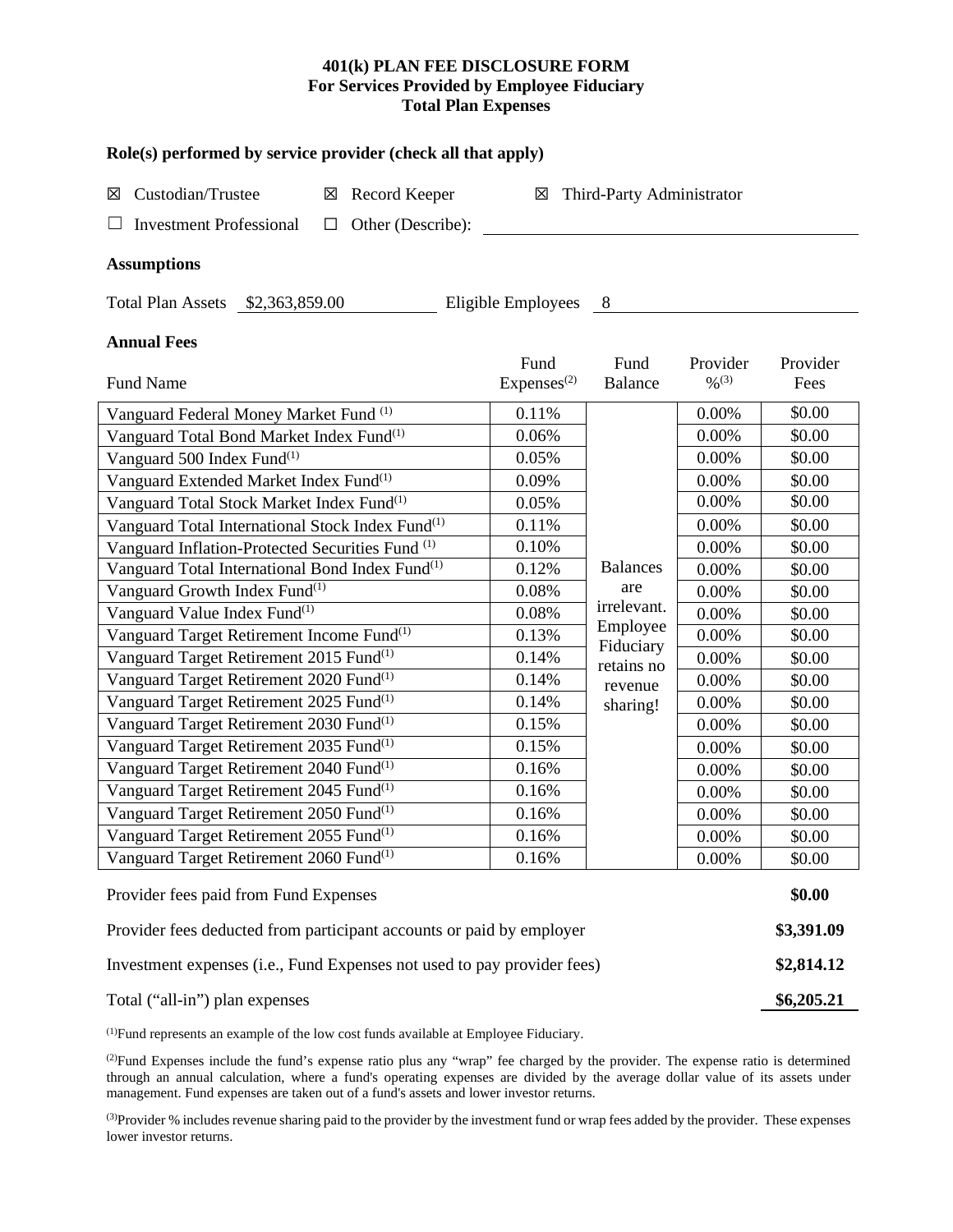**401(k) PLAN FEE DISCLOSURE FORM**
**For Services Provided by Employee Fiduciary**
**Total Plan Expenses**

**Role(s) performed by service provider (check all that apply)**

☒ Custodian/Trustee ☒ Record Keeper ☒ Third-Party Administrator

☐ Investment Professional ☐ Other (Describe):

**Assumptions**

Total Plan Assets $2,363,859.00 Eligible Employees 8

**Annual Fees**

| Fund Name | Fund Expenses[2] | Fund Balance | Provider %[3] | Provider Fees |
|---|---|---|---|---|
| Vanguard Federal Money Market Fund [1] | 0.11% | Balances are irrelevant. Employee Fiduciary retains no revenue sharing! | 0.00% | $0.00 |
| Vanguard Total Bond Market Index Fund[1] | 0.06% | | 0.00% | $0.00 |
| Vanguard 500 Index Fund[1] | 0.05% | | 0.00% | $0.00 |
| Vanguard Extended Market Index Fund[1] | 0.09% | | 0.00% | $0.00 |
| Vanguard Total Stock Market Index Fund[1] | 0.05% | | 0.00% | $0.00 |
| Vanguard Total International Stock Index Fund[1] | 0.11% | | 0.00% | $0.00 |
| Vanguard Inflation-Protected Securities Fund [1] | 0.10% | | 0.00% | $0.00 |
| Vanguard Total International Bond Index Fund[1] | 0.12% | | 0.00% | $0.00 |
| Vanguard Growth Index Fund[1] | 0.08% | | 0.00% | $0.00 |
| Vanguard Value Index Fund[1] | 0.08% | | 0.00% | $0.00 |
| Vanguard Target Retirement Income Fund[1] | 0.13% | | 0.00% | $0.00 |
| Vanguard Target Retirement 2015 Fund[1] | 0.14% | | 0.00% | $0.00 |
| Vanguard Target Retirement 2020 Fund[1] | 0.14% | | 0.00% | $0.00 |
| Vanguard Target Retirement 2025 Fund[1] | 0.14% | | 0.00% | $0.00 |
| Vanguard Target Retirement 2030 Fund[1] | 0.15% | | 0.00% | $0.00 |
| Vanguard Target Retirement 2035 Fund[1] | 0.15% | | 0.00% | $0.00 |
| Vanguard Target Retirement 2040 Fund[1] | 0.16% | | 0.00% | $0.00 |
| Vanguard Target Retirement 2045 Fund[1] | 0.16% | | 0.00% | $0.00 |
| Vanguard Target Retirement 2050 Fund[1] | 0.16% | | 0.00% | $0.00 |
| Vanguard Target Retirement 2055 Fund[1] | 0.16% | | 0.00% | $0.00 |
| Vanguard Target Retirement 2060 Fund[1] | 0.16% | | 0.00% | $0.00 |

| | |
|---|---|
| Provider fees paid from Fund Expenses | **$0.00** |
| Provider fees deducted from participant accounts or paid by employer | **$3,391.09** |
| Investment expenses (i.e., Fund Expenses not used to pay provider fees) | **$2,814.12** |
| Total ("all-in") plan expenses | **$6,205.21** |

[1]Fund represents an example of the low cost funds available at Employee Fiduciary.

[2]Fund Expenses include the fund's expense ratio plus any "wrap" fee charged by the provider. The expense ratio is determined through an annual calculation, where a fund's operating expenses are divided by the average dollar value of its assets under management. Fund expenses are taken out of a fund's assets and lower investor returns.

[3]Provider % includes revenue sharing paid to the provider by the investment fund or wrap fees added by the provider. These expenses lower investor returns.